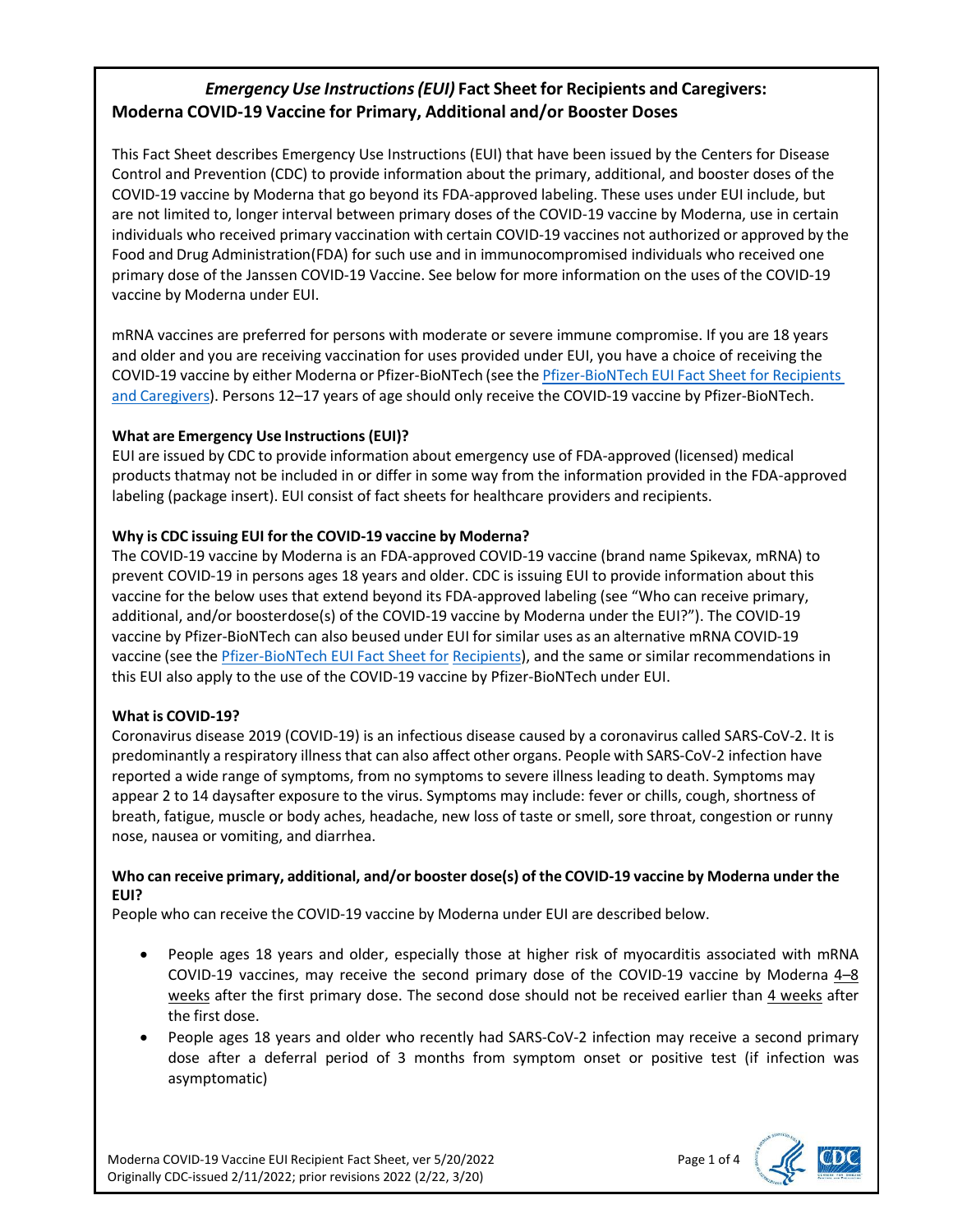# *Emergency Use Instructions (EUI)* Fact Sheet for Recipients and Caregivers: Moderna COVID-19 Vaccine for Primary, Additional and/or Booster Doses

This Fact Sheet describes Emergency Use Instructions (EUI) that have been issued by the Centers for Disease Control and Prevention (CDC) to provide information about the primary, additional, and booster doses of the COVID-19 vaccine by Moderna that go beyond its FDA-approved labeling. These uses under EUI include, but are not limited to, longer interval between primary doses of the COVID-19 vaccine by Moderna, use in certain individuals who received primary vaccination with certain COVID-19 vaccines not authorized or approved by the Food and Drug Administration(FDA) for such use and in immunocompromised individuals who received one primary dose of the Janssen COVID-19 Vaccine. See below for more information on the uses of the COVID-19 vaccine by Moderna under EUI.

mRNA vaccines are preferred for persons with moderate or severe immune compromise. If you are 18 years and older and you are receiving vaccination for uses provided under EUI, you have a choice of receiving the COVID-19 vaccine by either Moderna or Pfizer-BioNTech (see the Pfizer-BioNTech EUI Fact Sheet for Recipients and Caregivers). Persons 12–17 years of age should only receive the COVID-19 vaccine by Pfizer-BioNTech.

**What are Emergency Use Instructions (EUI)?**
EUI are issued by CDC to provide information about emergency use of FDA-approved (licensed) medical products thatmay not be included in or differ in some way from the information provided in the FDA-approved labeling (package insert). EUI consist of fact sheets for healthcare providers and recipients.

**Why is CDC issuing EUI for the COVID-19 vaccine by Moderna?**
The COVID-19 vaccine by Moderna is an FDA-approved COVID-19 vaccine (brand name Spikevax, mRNA) to prevent COVID-19 in persons ages 18 years and older. CDC is issuing EUI to provide information about this vaccine for the below uses that extend beyond its FDA-approved labeling (see "Who can receive primary, additional, and/or boosterdose(s) of the COVID-19 vaccine by Moderna under the EUI?"). The COVID-19 vaccine by Pfizer-BioNTech can also beused under EUI for similar uses as an alternative mRNA COVID-19 vaccine (see the Pfizer-BioNTech EUI Fact Sheet for Recipients), and the same or similar recommendations in this EUI also apply to the use of the COVID-19 vaccine by Pfizer-BioNTech under EUI.

**What is COVID-19?**
Coronavirus disease 2019 (COVID-19) is an infectious disease caused by a coronavirus called SARS-CoV-2. It is predominantly a respiratory illness that can also affect other organs. People with SARS-CoV-2 infection have reported a wide range of symptoms, from no symptoms to severe illness leading to death. Symptoms may appear 2 to 14 daysafter exposure to the virus. Symptoms may include: fever or chills, cough, shortness of breath, fatigue, muscle or body aches, headache, new loss of taste or smell, sore throat, congestion or runny nose, nausea or vomiting, and diarrhea.

**Who can receive primary, additional, and/or booster dose(s) of the COVID-19 vaccine by Moderna under the EUI?**
People who can receive the COVID-19 vaccine by Moderna under EUI are described below.

- People ages 18 years and older, especially those at higher risk of myocarditis associated with mRNA COVID-19 vaccines, may receive the second primary dose of the COVID-19 vaccine by Moderna 4–8 weeks after the first primary dose. The second dose should not be received earlier than 4 weeks after the first dose.
- People ages 18 years and older who recently had SARS-CoV-2 infection may receive a second primary dose after a deferral period of 3 months from symptom onset or positive test (if infection was asymptomatic)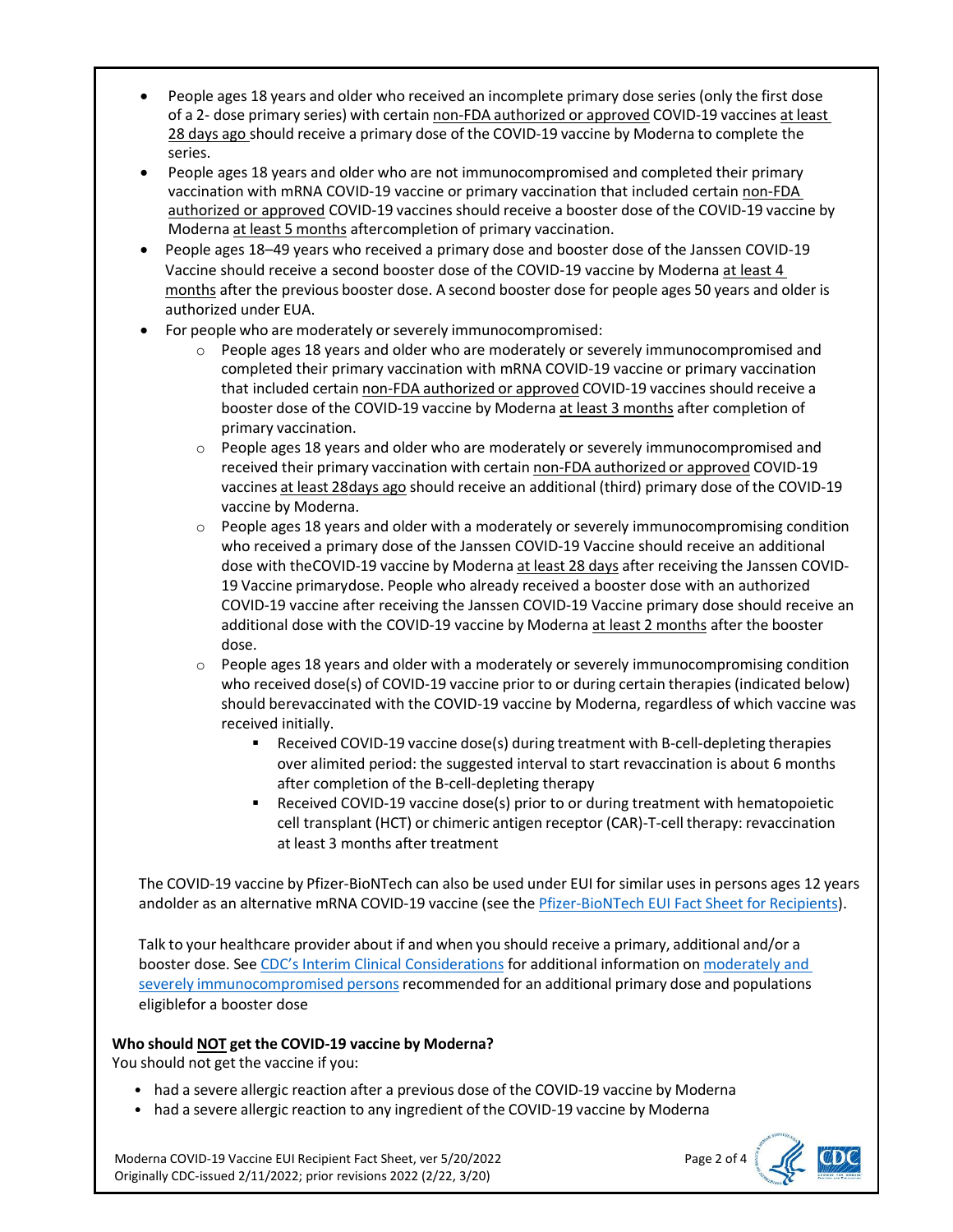- People ages 18 years and older who received an incomplete primary dose series (only the first dose of a 2- dose primary series) with certain non-FDA authorized or approved COVID-19 vaccines at least 28 days ago should receive a primary dose of the COVID-19 vaccine by Moderna to complete the series.
- People ages 18 years and older who are not immunocompromised and completed their primary vaccination with mRNA COVID-19 vaccine or primary vaccination that included certain non-FDA authorized or approved COVID-19 vaccines should receive a booster dose of the COVID-19 vaccine by Moderna at least 5 months aftercompletion of primary vaccination.
- People ages 18–49 years who received a primary dose and booster dose of the Janssen COVID-19 Vaccine should receive a second booster dose of the COVID-19 vaccine by Moderna at least 4 months after the previous booster dose. A second booster dose for people ages 50 years and older is authorized under EUA.
- For people who are moderately or severely immunocompromised:
  - People ages 18 years and older who are moderately or severely immunocompromised and completed their primary vaccination with mRNA COVID-19 vaccine or primary vaccination that included certain non-FDA authorized or approved COVID-19 vaccines should receive a booster dose of the COVID-19 vaccine by Moderna at least 3 months after completion of primary vaccination.
  - People ages 18 years and older who are moderately or severely immunocompromised and received their primary vaccination with certain non-FDA authorized or approved COVID-19 vaccines at least 28days ago should receive an additional (third) primary dose of the COVID-19 vaccine by Moderna.
  - People ages 18 years and older with a moderately or severely immunocompromising condition who received a primary dose of the Janssen COVID-19 Vaccine should receive an additional dose with theCOVID-19 vaccine by Moderna at least 28 days after receiving the Janssen COVID-19 Vaccine primarydose. People who already received a booster dose with an authorized COVID-19 vaccine after receiving the Janssen COVID-19 Vaccine primary dose should receive an additional dose with the COVID-19 vaccine by Moderna at least 2 months after the booster dose.
  - People ages 18 years and older with a moderately or severely immunocompromising condition who received dose(s) of COVID-19 vaccine prior to or during certain therapies (indicated below) should berevaccinated with the COVID-19 vaccine by Moderna, regardless of which vaccine was received initially.
    - Received COVID-19 vaccine dose(s) during treatment with B-cell-depleting therapies over alimited period: the suggested interval to start revaccination is about 6 months after completion of the B-cell-depleting therapy
    - Received COVID-19 vaccine dose(s) prior to or during treatment with hematopoietic cell transplant (HCT) or chimeric antigen receptor (CAR)-T-cell therapy: revaccination at least 3 months after treatment

The COVID-19 vaccine by Pfizer-BioNTech can also be used under EUI for similar uses in persons ages 12 years andolder as an alternative mRNA COVID-19 vaccine (see the Pfizer-BioNTech EUI Fact Sheet for Recipients).

Talk to your healthcare provider about if and when you should receive a primary, additional and/or a booster dose. See CDC's Interim Clinical Considerations for additional information on moderately and severely immunocompromised persons recommended for an additional primary dose and populations eligiblefor a booster dose

**Who should NOT get the COVID-19 vaccine by Moderna?**

You should not get the vaccine if you:

- had a severe allergic reaction after a previous dose of the COVID-19 vaccine by Moderna
- had a severe allergic reaction to any ingredient of the COVID-19 vaccine by Moderna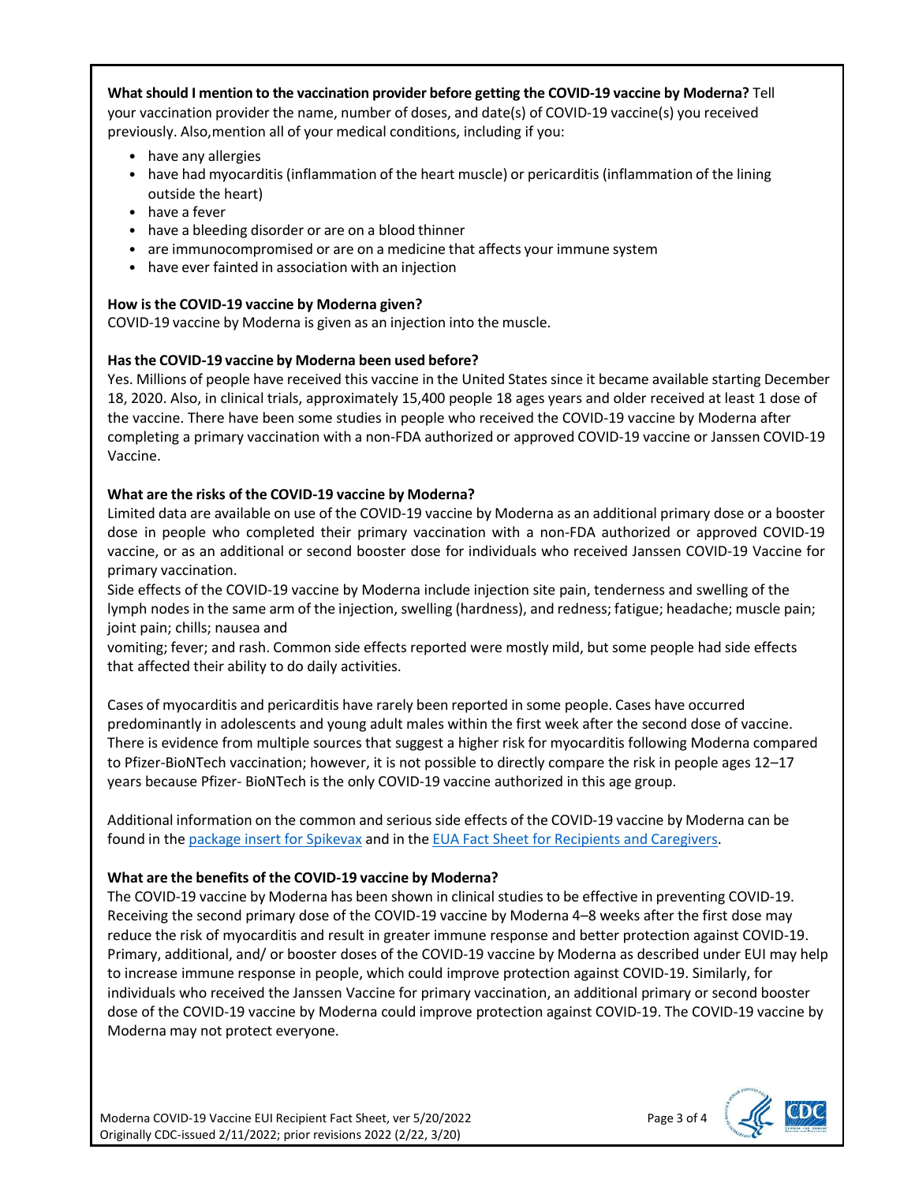**What should I mention to the vaccination provider before getting the COVID-19 vaccine by Moderna?** Tell your vaccination provider the name, number of doses, and date(s) of COVID-19 vaccine(s) you received previously. Also,mention all of your medical conditions, including if you:

- have any allergies
- have had myocarditis (inflammation of the heart muscle) or pericarditis (inflammation of the lining outside the heart)
- have a fever
- have a bleeding disorder or are on a blood thinner
- are immunocompromised or are on a medicine that affects your immune system
- have ever fainted in association with an injection

**How is the COVID-19 vaccine by Moderna given?**
COVID-19 vaccine by Moderna is given as an injection into the muscle.

**Has the COVID-19 vaccine by Moderna been used before?**
Yes. Millions of people have received this vaccine in the United States since it became available starting December 18, 2020. Also, in clinical trials, approximately 15,400 people 18 ages years and older received at least 1 dose of the vaccine. There have been some studies in people who received the COVID-19 vaccine by Moderna after completing a primary vaccination with a non-FDA authorized or approved COVID-19 vaccine or Janssen COVID-19 Vaccine.

**What are the risks of the COVID-19 vaccine by Moderna?**
Limited data are available on use of the COVID-19 vaccine by Moderna as an additional primary dose or a booster dose in people who completed their primary vaccination with a non-FDA authorized or approved COVID-19 vaccine, or as an additional or second booster dose for individuals who received Janssen COVID-19 Vaccine for primary vaccination.
Side effects of the COVID-19 vaccine by Moderna include injection site pain, tenderness and swelling of the lymph nodes in the same arm of the injection, swelling (hardness), and redness; fatigue; headache; muscle pain; joint pain; chills; nausea and vomiting; fever; and rash. Common side effects reported were mostly mild, but some people had side effects that affected their ability to do daily activities.

Cases of myocarditis and pericarditis have rarely been reported in some people. Cases have occurred predominantly in adolescents and young adult males within the first week after the second dose of vaccine. There is evidence from multiple sources that suggest a higher risk for myocarditis following Moderna compared to Pfizer-BioNTech vaccination; however, it is not possible to directly compare the risk in people ages 12–17 years because Pfizer- BioNTech is the only COVID-19 vaccine authorized in this age group.

Additional information on the common and serious side effects of the COVID-19 vaccine by Moderna can be found in the package insert for Spikevax and in the EUA Fact Sheet for Recipients and Caregivers.

**What are the benefits of the COVID-19 vaccine by Moderna?**
The COVID-19 vaccine by Moderna has been shown in clinical studies to be effective in preventing COVID-19. Receiving the second primary dose of the COVID-19 vaccine by Moderna 4–8 weeks after the first dose may reduce the risk of myocarditis and result in greater immune response and better protection against COVID-19. Primary, additional, and/ or booster doses of the COVID-19 vaccine by Moderna as described under EUI may help to increase immune response in people, which could improve protection against COVID-19. Similarly, for individuals who received the Janssen Vaccine for primary vaccination, an additional primary or second booster dose of the COVID-19 vaccine by Moderna could improve protection against COVID-19. The COVID-19 vaccine by Moderna may not protect everyone.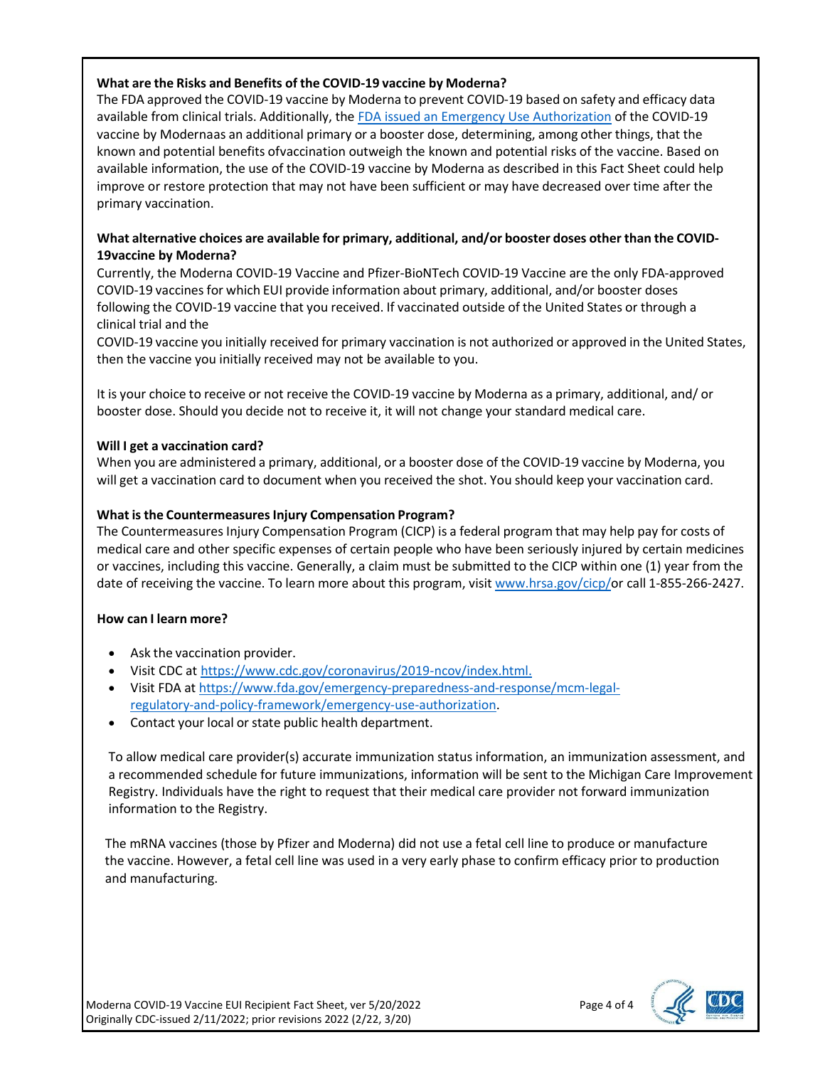**What are the Risks and Benefits of the COVID-19 vaccine by Moderna?**

The FDA approved the COVID-19 vaccine by Moderna to prevent COVID-19 based on safety and efficacy data available from clinical trials. Additionally, the FDA issued an Emergency Use Authorization of the COVID-19 vaccine by Modernaas an additional primary or a booster dose, determining, among other things, that the known and potential benefits ofvaccination outweigh the known and potential risks of the vaccine. Based on available information, the use of the COVID-19 vaccine by Moderna as described in this Fact Sheet could help improve or restore protection that may not have been sufficient or may have decreased over time after the primary vaccination.

**What alternative choices are available for primary, additional, and/or booster doses other than the COVID-19vaccine by Moderna?**

Currently, the Moderna COVID-19 Vaccine and Pfizer-BioNTech COVID-19 Vaccine are the only FDA-approved COVID-19 vaccines for which EUI provide information about primary, additional, and/or booster doses following the COVID-19 vaccine that you received. If vaccinated outside of the United States or through a clinical trial and the

COVID-19 vaccine you initially received for primary vaccination is not authorized or approved in the United States, then the vaccine you initially received may not be available to you.

It is your choice to receive or not receive the COVID-19 vaccine by Moderna as a primary, additional, and/ or booster dose. Should you decide not to receive it, it will not change your standard medical care.

**Will I get a vaccination card?**

When you are administered a primary, additional, or a booster dose of the COVID-19 vaccine by Moderna, you will get a vaccination card to document when you received the shot. You should keep your vaccination card.

**What is the Countermeasures Injury Compensation Program?**

The Countermeasures Injury Compensation Program (CICP) is a federal program that may help pay for costs of medical care and other specific expenses of certain people who have been seriously injured by certain medicines or vaccines, including this vaccine. Generally, a claim must be submitted to the CICP within one (1) year from the date of receiving the vaccine. To learn more about this program, visit www.hrsa.gov/cicp/or call 1-855-266-2427.

**How can I learn more?**

- Ask the vaccination provider.
- Visit CDC at https://www.cdc.gov/coronavirus/2019-ncov/index.html.
- Visit FDA at https://www.fda.gov/emergency-preparedness-and-response/mcm-legal-regulatory-and-policy-framework/emergency-use-authorization.
- Contact your local or state public health department.

To allow medical care provider(s) accurate immunization status information, an immunization assessment, and a recommended schedule for future immunizations, information will be sent to the Michigan Care Improvement Registry. Individuals have the right to request that their medical care provider not forward immunization information to the Registry.

The mRNA vaccines (those by Pfizer and Moderna) did not use a fetal cell line to produce or manufacture the vaccine. However, a fetal cell line was used in a very early phase to confirm efficacy prior to production and manufacturing.

Moderna COVID-19 Vaccine EUI Recipient Fact Sheet, ver 5/20/2022
Originally CDC-issued 2/11/2022; prior revisions 2022 (2/22, 3/20)